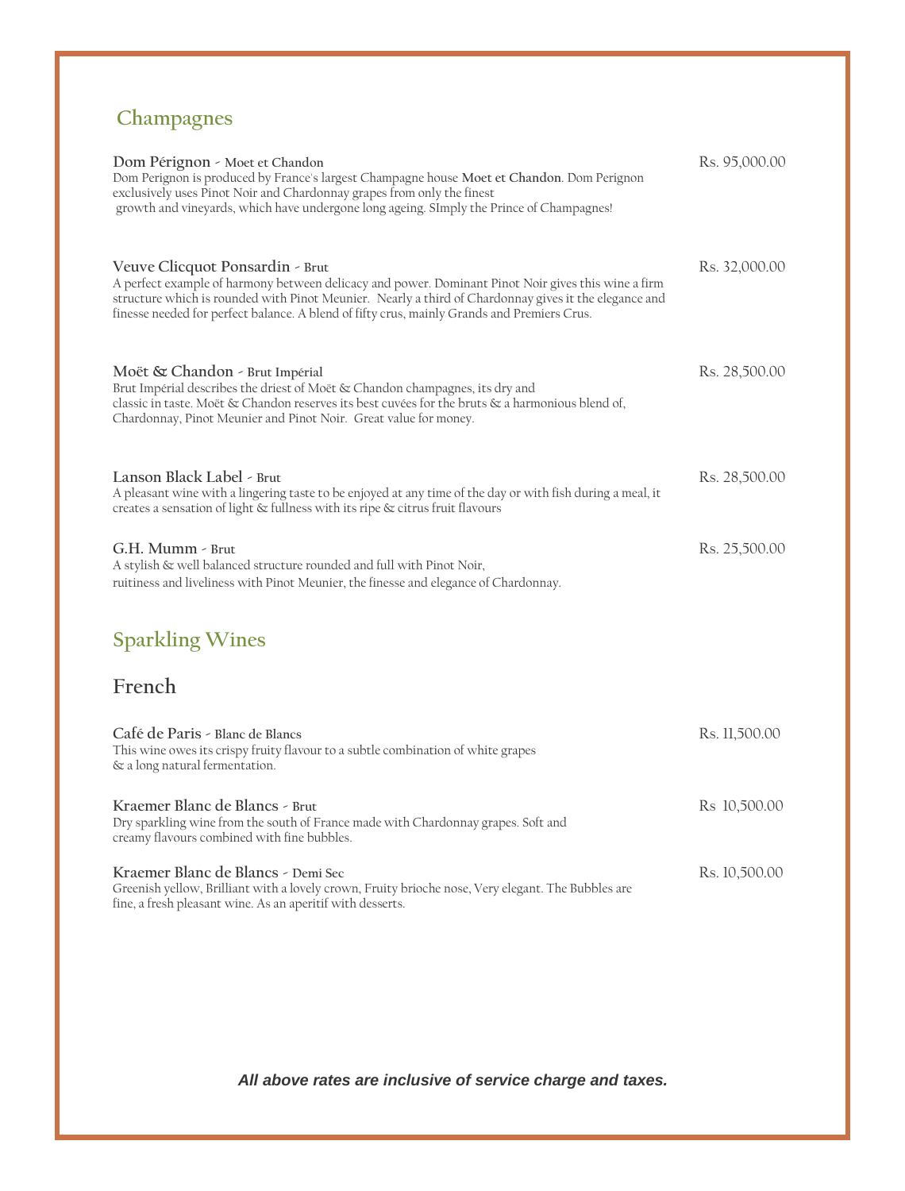## Champagnes

**Dom Pérignon** - **Moet et Chandon** — Rs. 95,000.00
Dom Perignon is produced by France's largest Champagne house **Moet et Chandon**. Dom Perignon exclusively uses Pinot Noir and Chardonnay grapes from only the finest
growth and vineyards, which have undergone long ageing. SImply the Prince of Champagnes!

**Veuve Clicquot Ponsardin** - **Brut** — Rs. 32,000.00
A perfect example of harmony between delicacy and power. Dominant Pinot Noir gives this wine a firm structure which is rounded with Pinot Meunier. Nearly a third of Chardonnay gives it the elegance and finesse needed for perfect balance. A blend of fifty crus, mainly Grands and Premiers Crus.

**Moët & Chandon** - **Brut Impérial** — Rs. 28,500.00
Brut Impérial describes the driest of Moët & Chandon champagnes, its dry and classic in taste. Moët & Chandon reserves its best cuvées for the bruts & a harmonious blend of, Chardonnay, Pinot Meunier and Pinot Noir. Great value for money.

**Lanson Black Label** - **Brut** — Rs. 28,500.00
A pleasant wine with a lingering taste to be enjoyed at any time of the day or with fish during a meal, it creates a sensation of light & fullness with its ripe & citrus fruit flavours

**G.H. Mumm** - **Brut** — Rs. 25,500.00
A stylish & well balanced structure rounded and full with Pinot Noir, ruitiness and liveliness with Pinot Meunier, the finesse and elegance of Chardonnay.

## Sparkling Wines

### French

**Café de Paris** - **Blanc de Blancs** — Rs. 11,500.00
This wine owes its crispy fruity flavour to a subtle combination of white grapes & a long natural fermentation.

**Kraemer Blanc de Blancs** - **Brut** — Rs 10,500.00
Dry sparkling wine from the south of France made with Chardonnay grapes. Soft and creamy flavours combined with fine bubbles.

**Kraemer Blanc de Blancs** - **Demi Sec** — Rs. 10,500.00
Greenish yellow, Brilliant with a lovely crown, Fruity brioche nose, Very elegant. The Bubbles are fine, a fresh pleasant wine. As an aperitif with desserts.

***All above rates are inclusive of service charge and taxes.***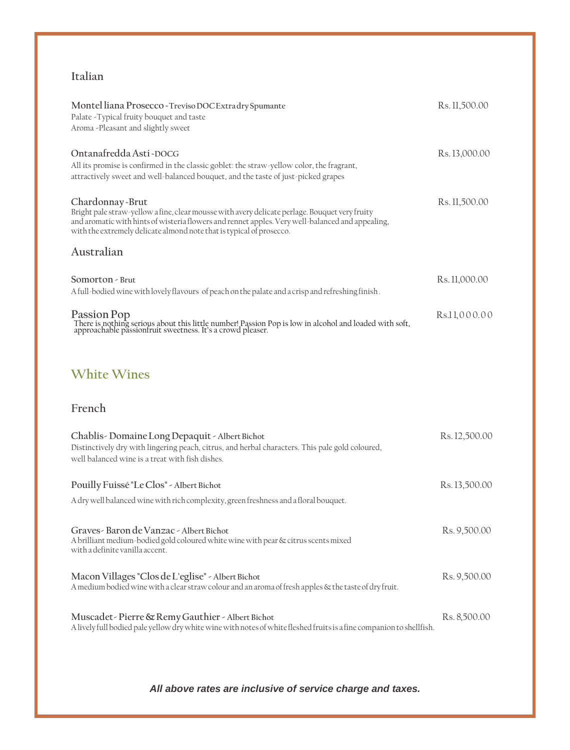### Italian

**Montel liana Prosecco** - Treviso DOC Extra dry Spumante — Rs. 11,500.00
Palate -Typical fruity bouquet and taste
Aroma -Pleasant and slightly sweet

**Ontanafredda Asti** - DOCG — Rs. 13,000.00
All its promise is confirmed in the classic goblet: the straw-yellow color, the fragrant, attractively sweet and well-balanced bouquet, and the taste of just-picked grapes

**Chardonnay -Brut** — Rs. 11,500.00
Bright pale straw-yellow a fine, clear mousse with avery delicate perlage. Bouquet very fruity and aromatic with hints of wisteria flowers and rennet apples. Very well-balanced and appealing, with the extremely delicate almond note that is typical of prosecco.

### Australian

**Somorton** - Brut — Rs. 11,000.00
A full-bodied wine with lovely flavours of peach on the palate and a crisp and refreshing finish.

**Passion Pop** — Rs.11,000.00
There is nothing serious about this little number! Passion Pop is low in alcohol and loaded with soft, approachable passionfruit sweetness. It's a crowd pleaser.

## White Wines

### French

**Chablis- Domaine Long Depaquit** - Albert Bichot — Rs. 12,500.00
Distinctively dry with lingering peach, citrus, and herbal characters. This pale gold coloured, well balanced wine is a treat with fish dishes.

**Pouilly Fuissé "Le Clos"** - Albert Bichot — Rs. 13,500.00
A dry well balanced wine with rich complexity, green freshness and a floral bouquet.

**Graves- Baron de Vanzac** - Albert Bichot — Rs. 9,500.00
A brilliant medium-bodied gold coloured white wine with pear & citrus scents mixed with a definite vanilla accent.

**Macon Villages "Clos de L'eglise"** - Albert Bichot — Rs. 9,500.00
A medium bodied wine with a clear straw colour and an aroma of fresh apples & the taste of dry fruit.

**Muscadet- Pierre & Remy Gauthier** - Albert Bichot — Rs. 8,500.00
A lively full bodied pale yellow dry white wine with notes of white fleshed fruits is a fine companion to shellfish.

***All above rates are inclusive of service charge and taxes.***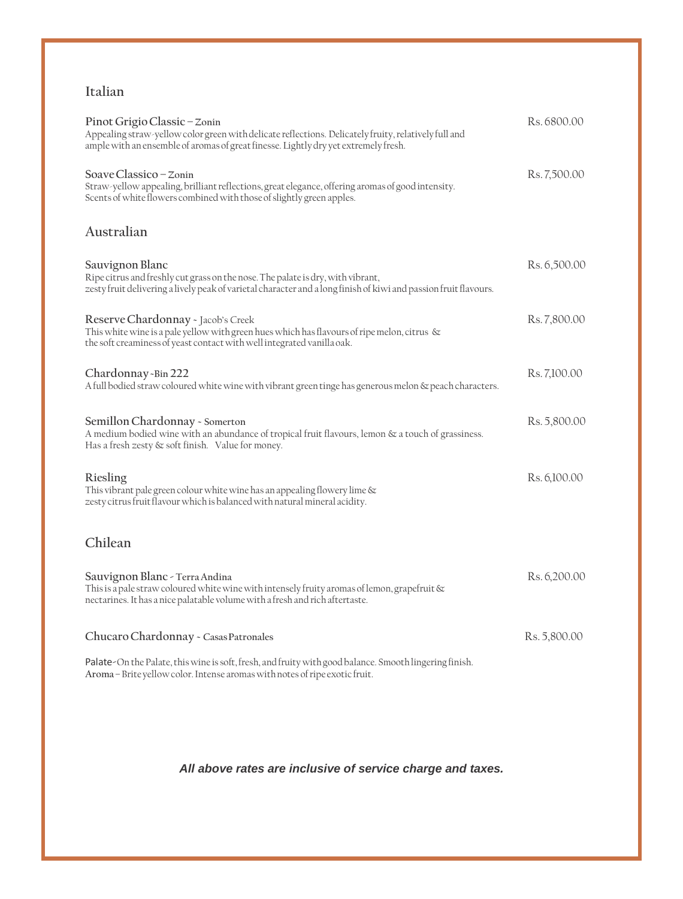## Italian

**Pinot Grigio Classic – Zonin** — Rs. 6800.00

Appealing straw-yellow color green with delicate reflections. Delicately fruity, relatively full and ample with an ensemble of aromas of great finesse. Lightly dry yet extremely fresh.

**Soave Classico – Zonin** — Rs. 7,500.00

Straw-yellow appealing, brilliant reflections, great elegance, offering aromas of good intensity. Scents of white flowers combined with those of slightly green apples.

## Australian

**Sauvignon Blanc** — Rs. 6,500.00

Ripe citrus and freshly cut grass on the nose. The palate is dry, with vibrant, zesty fruit delivering a lively peak of varietal character and a long finish of kiwi and passion fruit flavours.

**Reserve Chardonnay - Jacob's Creek** — Rs. 7,800.00

This white wine is a pale yellow with green hues which has flavours of ripe melon, citrus & the soft creaminess of yeast contact with well integrated vanilla oak.

**Chardonnay -Bin 222** — Rs. 7,100.00

A full bodied straw coloured white wine with vibrant green tinge has generous melon & peach characters.

**Semillon Chardonnay - Somerton** — Rs. 5,800.00

A medium bodied wine with an abundance of tropical fruit flavours, lemon & a touch of grassiness. Has a fresh zesty & soft finish. Value for money.

**Riesling** — Rs. 6,100.00

This vibrant pale green colour white wine has an appealing flowery lime & zesty citrus fruit flavour which is balanced with natural mineral acidity.

## Chilean

**Sauvignon Blanc - Terra Andina** — Rs. 6,200.00

This is a pale straw coloured white wine with intensely fruity aromas of lemon, grapefruit & nectarines. It has a nice palatable volume with a fresh and rich aftertaste.

**Chucaro Chardonnay - Casas Patronales** — Rs. 5,800.00

Palate-On the Palate, this wine is soft, fresh, and fruity with good balance. Smooth lingering finish.
Aroma – Brite yellow color. Intense aromas with notes of ripe exotic fruit.

***All above rates are inclusive of service charge and taxes.***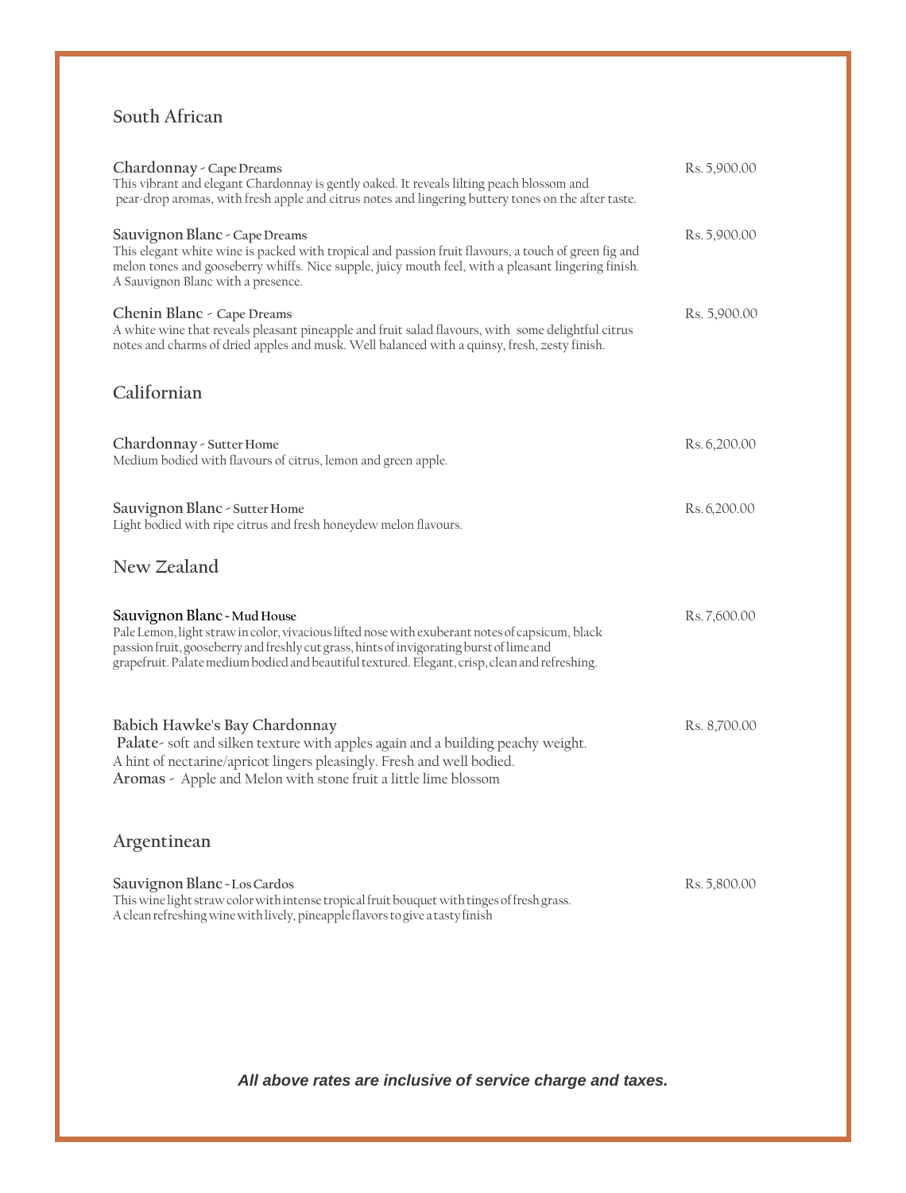## South African

**Chardonnay** - **Cape Dreams** Rs. 5,900.00
This vibrant and elegant Chardonnay is gently oaked. It reveals lilting peach blossom and pear-drop aromas, with fresh apple and citrus notes and lingering buttery tones on the after taste.

**Sauvignon Blanc** - **Cape Dreams** Rs. 5,900.00
This elegant white wine is packed with tropical and passion fruit flavours, a touch of green fig and melon tones and gooseberry whiffs. Nice supple, juicy mouth feel, with a pleasant lingering finish. A Sauvignon Blanc with a presence.

**Chenin Blanc** - **Cape Dreams** Rs. 5,900.00
A white wine that reveals pleasant pineapple and fruit salad flavours, with some delightful citrus notes and charms of dried apples and musk. Well balanced with a quinsy, fresh, zesty finish.

## Californian

**Chardonnay** - **Sutter Home** Rs. 6,200.00
Medium bodied with flavours of citrus, lemon and green apple.

**Sauvignon Blanc** - **Sutter Home** Rs. 6,200.00
Light bodied with ripe citrus and fresh honeydew melon flavours.

## New Zealand

**Sauvignon Blanc** - **Mud House** Rs. 7,600.00
Pale Lemon, light straw in color, vivacious lifted nose with exuberant notes of capsicum, black passion fruit, gooseberry and freshly cut grass, hints of invigorating burst of lime and grapefruit. Palate medium bodied and beautiful textured. Elegant, crisp, clean and refreshing.

**Babich Hawke's Bay Chardonnay** Rs. 8,700.00
**Palate**- soft and silken texture with apples again and a building peachy weight. A hint of nectarine/apricot lingers pleasingly. Fresh and well bodied.
**Aromas** - Apple and Melon with stone fruit a little lime blossom

## Argentinean

**Sauvignon Blanc** - **Los Cardos** Rs. 5,800.00
This wine light straw color with intense tropical fruit bouquet with tinges of fresh grass. A clean refreshing wine with lively, pineapple flavors to give a tasty finish

***All above rates are inclusive of service charge and taxes.***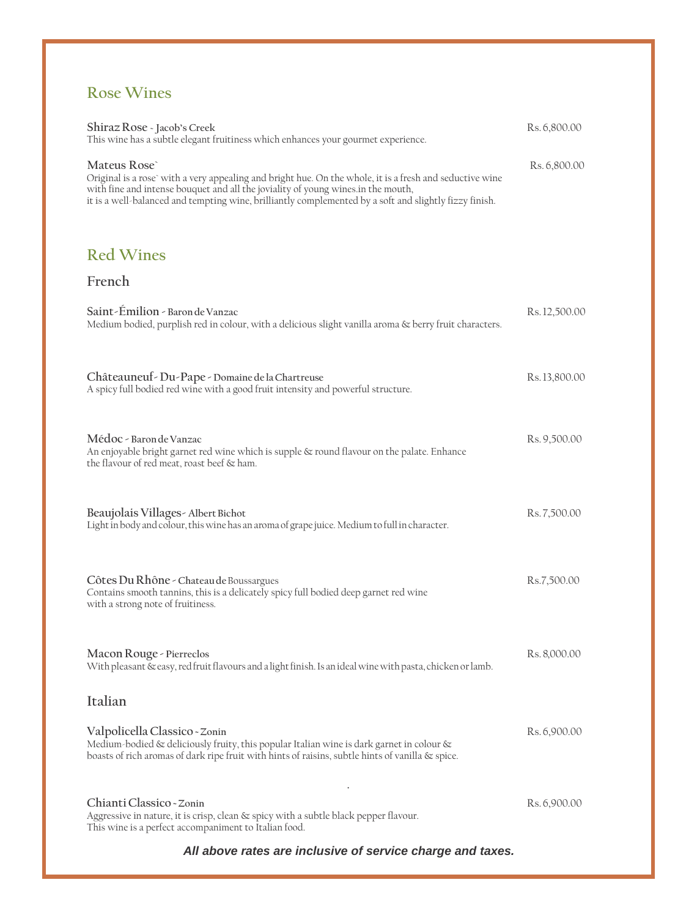## Rose Wines

**Shiraz Rose** - **Jacob's Creek** Rs. 6,800.00
This wine has a subtle elegant fruitiness which enhances your gourmet experience.

**Mateus Rose`** Rs. 6,800.00
Original is a rose` with a very appealing and bright hue. On the whole, it is a fresh and seductive wine with fine and intense bouquet and all the joviality of young wines.in the mouth,
it is a well-balanced and tempting wine, brilliantly complemented by a soft and slightly fizzy finish.

## Red Wines

### French

**Saint-Émilion** - **Baron de Vanzac** Rs. 12,500.00
Medium bodied, purplish red in colour, with a delicious slight vanilla aroma & berry fruit characters.

**Châteauneuf- Du-Pape** - **Domaine de la Chartreuse** Rs. 13,800.00
A spicy full bodied red wine with a good fruit intensity and powerful structure.

**Médoc** - **Baron de Vanzac** Rs. 9,500.00
An enjoyable bright garnet red wine which is supple & round flavour on the palate. Enhance
the flavour of red meat, roast beef & ham.

**Beaujolais Villages**- **Albert Bichot** Rs. 7,500.00
Light in body and colour, this wine has an aroma of grape juice. Medium to full in character.

**Côtes Du Rhône** - **Chateau de** Boussargues Rs.7,500.00
Contains smooth tannins, this is a delicately spicy full bodied deep garnet red wine
with a strong note of fruitiness.

**Macon Rouge** - **Pierreclos** Rs. 8,000.00
With pleasant & easy, red fruit flavours and a light finish. Is an ideal wine with pasta, chicken or lamb.

### Italian

**Valpolicella Classico** - **Zonin** Rs. 6,900.00
Medium-bodied & deliciously fruity, this popular Italian wine is dark garnet in colour &
boasts of rich aromas of dark ripe fruit with hints of raisins, subtle hints of vanilla & spice.

**Chianti Classico** - **Zonin** Rs. 6,900.00
Aggressive in nature, it is crisp, clean & spicy with a subtle black pepper flavour.
This wine is a perfect accompaniment to Italian food.

***All above rates are inclusive of service charge and taxes.***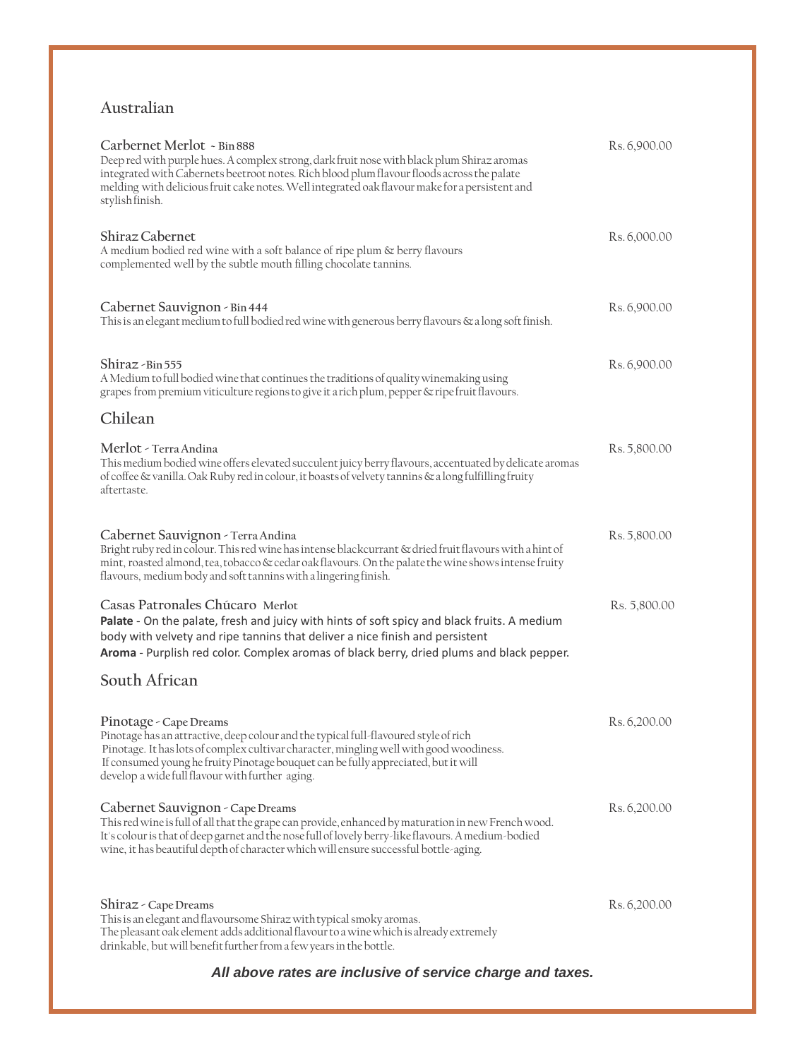## Australian

**Carbernet Merlot** ~ Bin 888 — Rs. 6,900.00

Deep red with purple hues. A complex strong, dark fruit nose with black plum Shiraz aromas integrated with Cabernets beetroot notes. Rich blood plum flavour floods across the palate melding with delicious fruit cake notes. Well integrated oak flavour make for a persistent and stylish finish.

**Shiraz Cabernet** — Rs. 6,000.00

A medium bodied red wine with a soft balance of ripe plum & berry flavours complemented well by the subtle mouth filling chocolate tannins.

**Cabernet Sauvignon** - Bin 444 — Rs. 6,900.00

This is an elegant medium to full bodied red wine with generous berry flavours & a long soft finish.

**Shiraz** -Bin 555 — Rs. 6,900.00

A Medium to full bodied wine that continues the traditions of quality winemaking using grapes from premium viticulture regions to give it a rich plum, pepper & ripe fruit flavours.

## Chilean

**Merlot** - Terra Andina — Rs. 5,800.00

This medium bodied wine offers elevated succulent juicy berry flavours, accentuated by delicate aromas of coffee & vanilla. Oak Ruby red in colour, it boasts of velvety tannins & a long fulfilling fruity aftertaste.

**Cabernet Sauvignon** - Terra Andina — Rs. 5,800.00

Bright ruby red in colour. This red wine has intense blackcurrant & dried fruit flavours with a hint of mint, roasted almond, tea, tobacco & cedar oak flavours. On the palate the wine shows intense fruity flavours, medium body and soft tannins with a lingering finish.

**Casas Patronales Chúcaro** Merlot — Rs. 5,800.00

**Palate** - On the palate, fresh and juicy with hints of soft spicy and black fruits. A medium body with velvety and ripe tannins that deliver a nice finish and persistent

**Aroma** - Purplish red color. Complex aromas of black berry, dried plums and black pepper.

## South African

**Pinotage** - Cape Dreams — Rs. 6,200.00

Pinotage has an attractive, deep colour and the typical full-flavoured style of rich Pinotage. It has lots of complex cultivar character, mingling well with good woodiness. If consumed young he fruity Pinotage bouquet can be fully appreciated, but it will develop a wide full flavour with further aging.

**Cabernet Sauvignon** - Cape Dreams — Rs. 6,200.00

This red wine is full of all that the grape can provide, enhanced by maturation in new French wood. It's colour is that of deep garnet and the nose full of lovely berry-like flavours. A medium-bodied wine, it has beautiful depth of character which will ensure successful bottle-aging.

**Shiraz** - Cape Dreams — Rs. 6,200.00

This is an elegant and flavoursome Shiraz with typical smoky aromas. The pleasant oak element adds additional flavour to a wine which is already extremely drinkable, but will benefit further from a few years in the bottle.

***All above rates are inclusive of service charge and taxes.***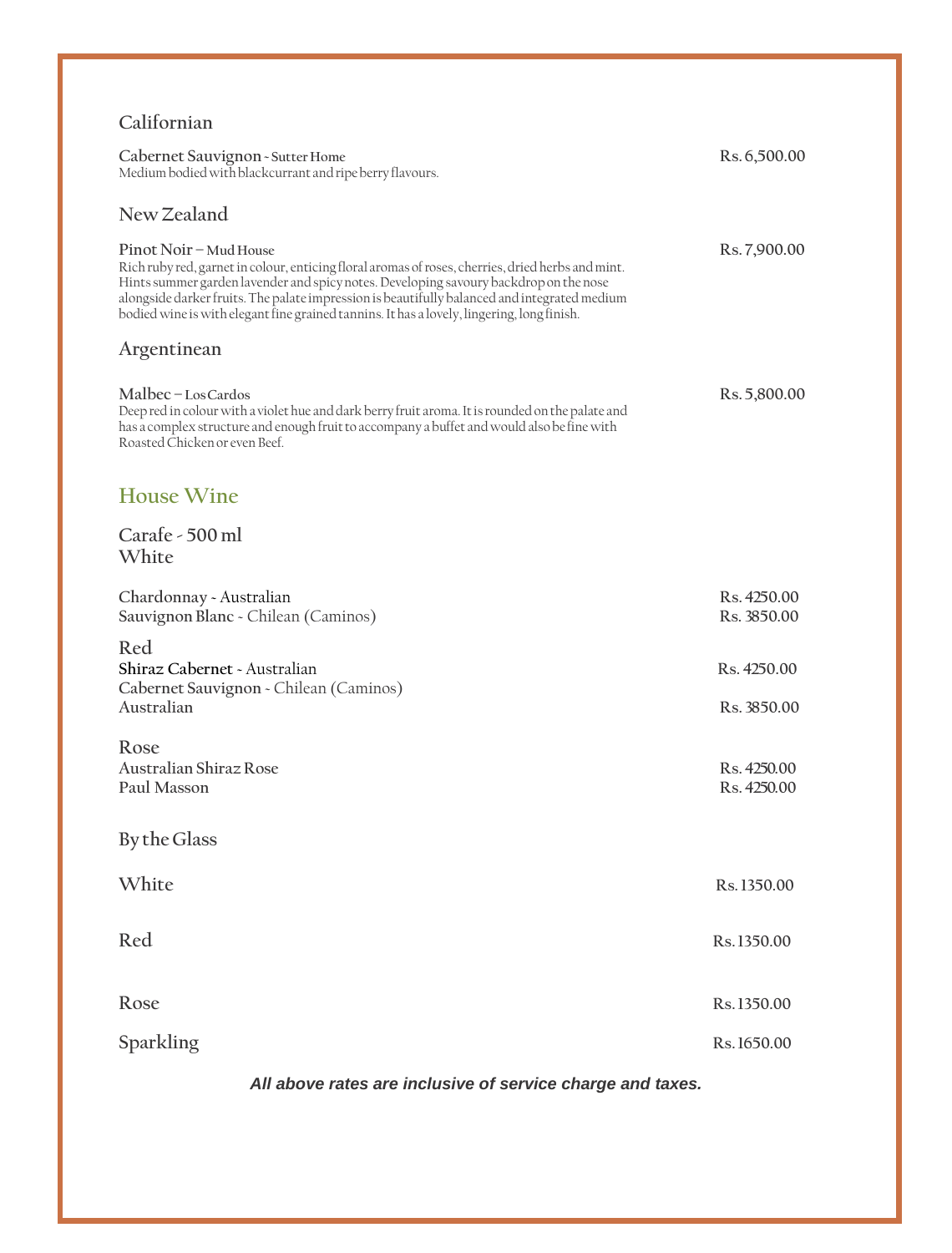## Californian

**Cabernet Sauvignon** - Sutter Home — Rs. 6,500.00
Medium bodied with blackcurrant and ripe berry flavours.

## New Zealand

**Pinot Noir** – Mud House — Rs. 7,900.00
Rich ruby red, garnet in colour, enticing floral aromas of roses, cherries, dried herbs and mint. Hints summer garden lavender and spicy notes. Developing savoury backdrop on the nose alongside darker fruits. The palate impression is beautifully balanced and integrated medium bodied wine is with elegant fine grained tannins. It has a lovely, lingering, long finish.

## Argentinean

**Malbec** – Los Cardos — Rs. 5,800.00
Deep red in colour with a violet hue and dark berry fruit aroma. It is rounded on the palate and has a complex structure and enough fruit to accompany a buffet and would also be fine with Roasted Chicken or even Beef.

# House Wine

## Carafe - 500 ml

### White

| | |
|---|---|
| Chardonnay - Australian | Rs. 4250.00 |
| Sauvignon Blanc - Chilean (Caminos) | Rs. 3850.00 |

### Red

| | |
|---|---|
| **Shiraz Cabernet** - Australian | Rs. 4250.00 |
| Cabernet Sauvignon - Chilean (Caminos) Australian | Rs. 3850.00 |

### Rose

| | |
|---|---|
| Australian Shiraz Rose | Rs. 4250.00 |
| Paul Masson | Rs. 4250.00 |

## By the Glass

| | |
|---|---|
| White | Rs. 1350.00 |
| Red | Rs. 1350.00 |
| Rose | Rs. 1350.00 |
| Sparkling | Rs. 1650.00 |

***All above rates are inclusive of service charge and taxes.***